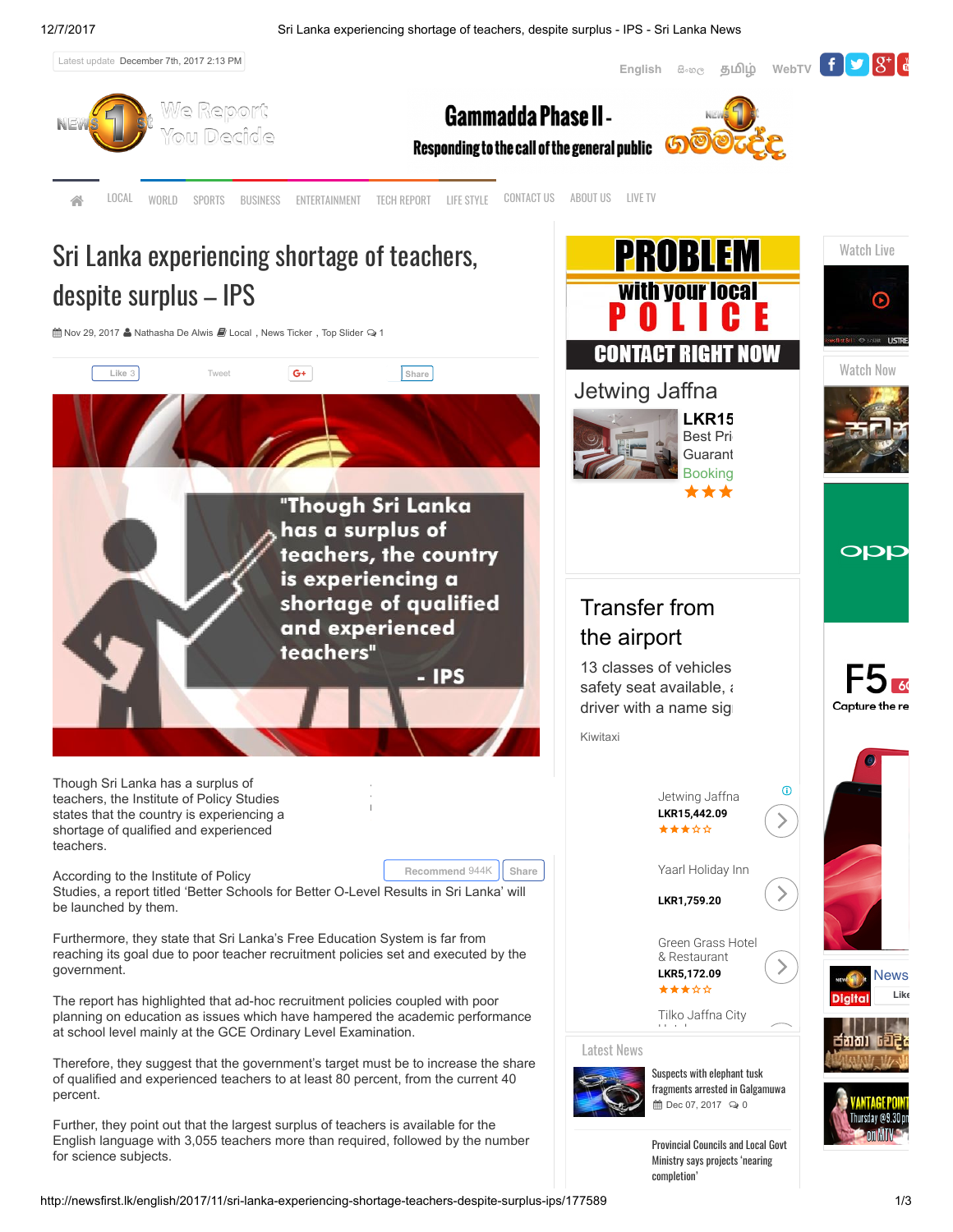# Sri Lanka experiencing shortage of teachers, despite surplus – IPS

Nov 29, 2017 Nathasha De Alwis Local , News Ticker , Top Slider 1

Though Sri Lanka has a surplus of teachers, the Institute of Policy Studies states that the country is experiencing a shortage of qualified and experienced teachers.

According to the Institute of Policy Studies, a report titled 'Better Schools for Better O-Level Results in Sri Lanka' will be launched by them.

Furthermore, they state that Sri Lanka's Free Education System is far from reaching its goal due to poor teacher recruitment policies set and executed by the government.

The report has highlighted that ad-hoc recruitment policies coupled with poor planning on education as issues which have hampered the academic performance at school level mainly at the GCE Ordinary Level Examination.

Therefore, they suggest that the government's target must be to increase the share of qualified and experienced teachers to at least 80 percent, from the current 40 percent.

Further, they point out that the largest surplus of teachers is available for the English language with 3,055 teachers more than required, followed by the number for science subjects.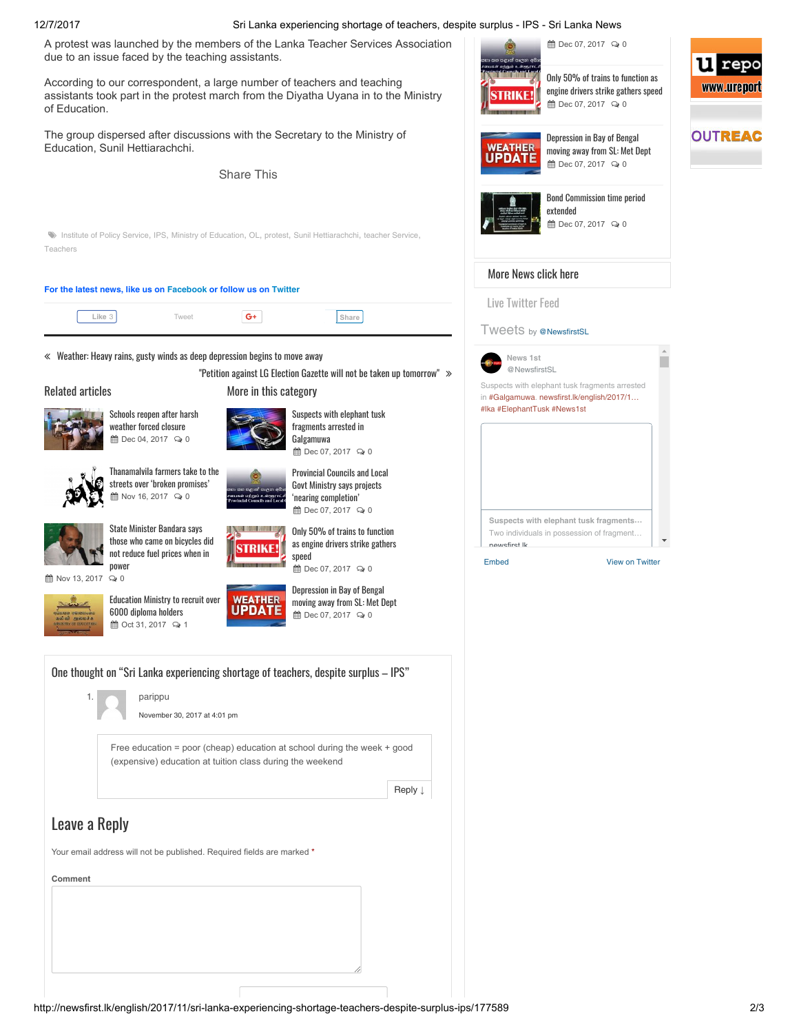A protest was launched by the members of the Lanka Teacher Services Association due to an issue faced by the teaching assistants.

According to our correspondent, a large number of teachers and teaching assistants took part in the protest march from the Diyatha Uyana in to the Ministry of Education.

The group dispersed after discussions with the Secretary to the Ministry of Education, Sunil Hettiarachchi.

Share This

Institute of Policy Service, IPS, Ministry of Education, OL, protest, Sunil Hettiarachchi, teacher Service, Teachers

For the latest news, like us on Facebook or follow us on Twitter

Like 3 Tweet G+ Share

« Weather: Heavy rains, gusty winds as deep depression begins to move away

"Petition against LG Election Gazette will not be taken up tomorrow" »

## Related articles

Schools reopen after harsh weather forced closure
Dec 04, 2017 0

Thanamalvila farmers take to the streets over 'broken promises'
Nov 16, 2017 0

State Minister Bandara says those who came on bicycles did not reduce fuel prices when in power
Nov 13, 2017 0

Education Ministry to recruit over 6000 diploma holders
Oct 31, 2017 1

## More in this category

Suspects with elephant tusk fragments arrested in Galgamuwa
Dec 07, 2017 0

Provincial Councils and Local Govt Ministry says projects 'nearing completion'
Dec 07, 2017 0

Only 50% of trains to function as engine drivers strike gathers speed
Dec 07, 2017 0

Depression in Bay of Bengal moving away from SL: Met Dept
Dec 07, 2017 0

## One thought on "Sri Lanka experiencing shortage of teachers, despite surplus – IPS"

1. parippu
November 30, 2017 at 4:01 pm

Free education = poor (cheap) education at school during the week + good (expensive) education at tuition class during the weekend

Reply ↓

## Leave a Reply

Your email address will not be published. Required fields are marked *

Comment

Dec 07, 2017 0

Only 50% of trains to function as engine drivers strike gathers speed
Dec 07, 2017 0

Depression in Bay of Bengal moving away from SL: Met Dept
Dec 07, 2017 0

Bond Commission time period extended
Dec 07, 2017 0

More News click here

Live Twitter Feed

Tweets by @NewsfirstSL

News 1st @NewsfirstSL
Suspects with elephant tusk fragments arrested in #Galgamuwa. newsfirst.lk/english/2017/1... #lka #ElephantTusk #News1st

Suspects with elephant tusk fragments...
Two individuals in possession of fragment...
newsfirst.lk

Embed View on Twitter